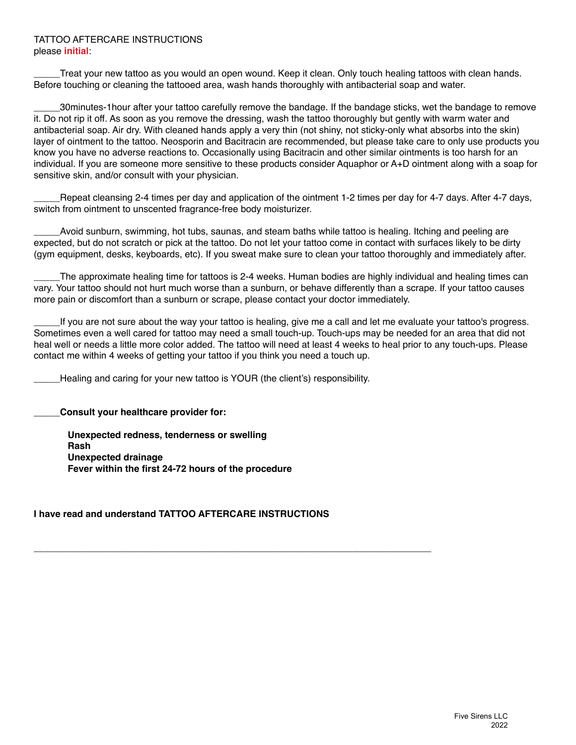TATTOO AFTERCARE INSTRUCTIONS
please **initial**:

_____Treat your new tattoo as you would an open wound. Keep it clean. Only touch healing tattoos with clean hands. Before touching or cleaning the tattooed area, wash hands thoroughly with antibacterial soap and water.

_____30minutes-1hour after your tattoo carefully remove the bandage. If the bandage sticks, wet the bandage to remove it. Do not rip it off. As soon as you remove the dressing, wash the tattoo thoroughly but gently with warm water and antibacterial soap. Air dry. With cleaned hands apply a very thin (not shiny, not sticky-only what absorbs into the skin) layer of ointment to the tattoo. Neosporin and Bacitracin are recommended, but please take care to only use products you know you have no adverse reactions to. Occasionally using Bacitracin and other similar ointments is too harsh for an individual. If you are someone more sensitive to these products consider Aquaphor or A+D ointment along with a soap for sensitive skin, and/or consult with your physician.

_____Repeat cleansing 2-4 times per day and application of the ointment 1-2 times per day for 4-7 days. After 4-7 days, switch from ointment to unscented fragrance-free body moisturizer.

_____Avoid sunburn, swimming, hot tubs, saunas, and steam baths while tattoo is healing. Itching and peeling are expected, but do not scratch or pick at the tattoo. Do not let your tattoo come in contact with surfaces likely to be dirty (gym equipment, desks, keyboards, etc). If you sweat make sure to clean your tattoo thoroughly and immediately after.

_____The approximate healing time for tattoos is 2-4 weeks. Human bodies are highly individual and healing times can vary. Your tattoo should not hurt much worse than a sunburn, or behave differently than a scrape. If your tattoo causes more pain or discomfort than a sunburn or scrape, please contact your doctor immediately.

_____If you are not sure about the way your tattoo is healing, give me a call and let me evaluate your tattoo's progress. Sometimes even a well cared for tattoo may need a small touch-up. Touch-ups may be needed for an area that did not heal well or needs a little more color added. The tattoo will need at least 4 weeks to heal prior to any touch-ups. Please contact me within 4 weeks of getting your tattoo if you think you need a touch up.

_____Healing and caring for your new tattoo is YOUR (the client's) responsibility.

_____**Consult your healthcare provider for:**

**Unexpected redness, tenderness or swelling**
**Rash**
**Unexpected drainage**
**Fever within the first 24-72 hours of the procedure**

**I have read and understand TATTOO AFTERCARE INSTRUCTIONS**

_______________________________________________________________________

Five Sirens LLC
2022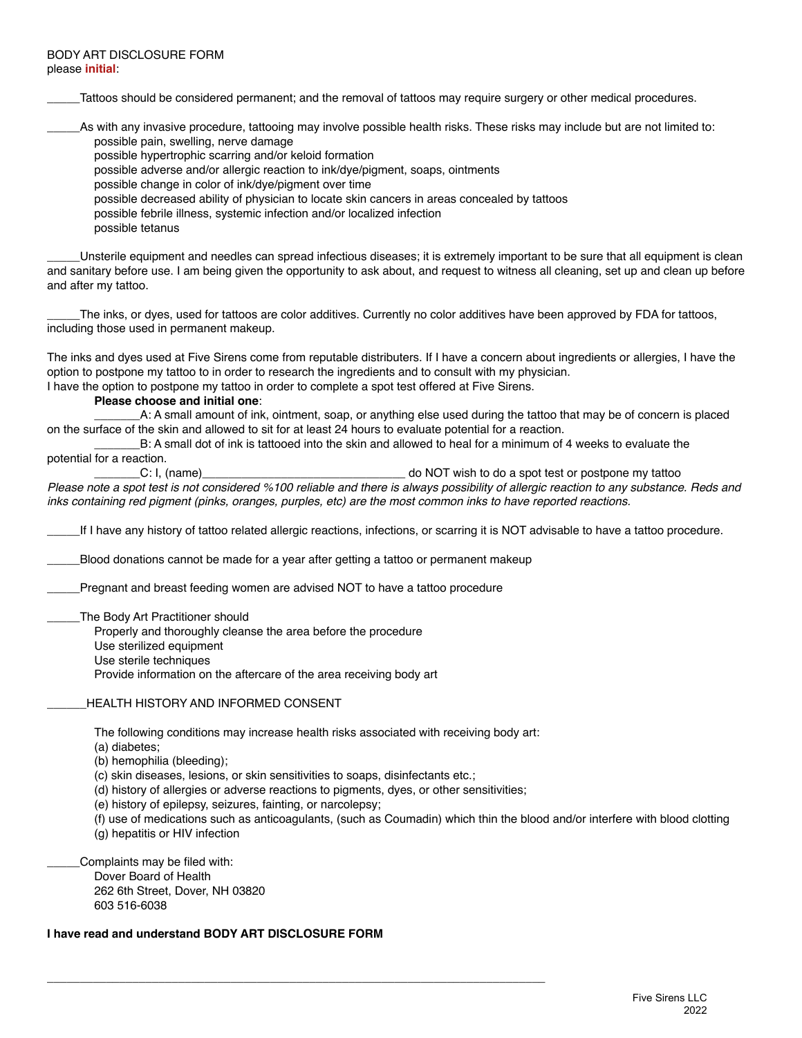BODY ART DISCLOSURE FORM
please **initial**:

_____Tattoos should be considered permanent; and the removal of tattoos may require surgery or other medical procedures.

_____As with any invasive procedure, tattooing may involve possible health risks. These risks may include but are not limited to:
- possible pain, swelling, nerve damage
- possible hypertrophic scarring and/or keloid formation
- possible adverse and/or allergic reaction to ink/dye/pigment, soaps, ointments
- possible change in color of ink/dye/pigment over time
- possible decreased ability of physician to locate skin cancers in areas concealed by tattoos
- possible febrile illness, systemic infection and/or localized infection
- possible tetanus

_____Unsterile equipment and needles can spread infectious diseases; it is extremely important to be sure that all equipment is clean and sanitary before use. I am being given the opportunity to ask about, and request to witness all cleaning, set up and clean up before and after my tattoo.

_____The inks, or dyes, used for tattoos are color additives. Currently no color additives have been approved by FDA for tattoos, including those used in permanent makeup.

The inks and dyes used at Five Sirens come from reputable distributers. If I have a concern about ingredients or allergies, I have the option to postpone my tattoo to in order to research the ingredients and to consult with my physician.
I have the option to postpone my tattoo in order to complete a spot test offered at Five Sirens.

**Please choose and initial one**:

_______A: A small amount of ink, ointment, soap, or anything else used during the tattoo that may be of concern is placed on the surface of the skin and allowed to sit for at least 24 hours to evaluate potential for a reaction.

_______B: A small dot of ink is tattooed into the skin and allowed to heal for a minimum of 4 weeks to evaluate the potential for a reaction.

_______C: I, (name)________________________________ do NOT wish to do a spot test or postpone my tattoo

*Please note a spot test is not considered %100 reliable and there is always possibility of allergic reaction to any substance. Reds and inks containing red pigment (pinks, oranges, purples, etc) are the most common inks to have reported reactions.*

_____If I have any history of tattoo related allergic reactions, infections, or scarring it is NOT advisable to have a tattoo procedure.

_____Blood donations cannot be made for a year after getting a tattoo or permanent makeup

_____Pregnant and breast feeding women are advised NOT to have a tattoo procedure

_____The Body Art Practitioner should
- Properly and thoroughly cleanse the area before the procedure
- Use sterilized equipment
- Use sterile techniques
- Provide information on the aftercare of the area receiving body art

______HEALTH HISTORY AND INFORMED CONSENT

The following conditions may increase health risks associated with receiving body art:
(a) diabetes;
(b) hemophilia (bleeding);
(c) skin diseases, lesions, or skin sensitivities to soaps, disinfectants etc.;
(d) history of allergies or adverse reactions to pigments, dyes, or other sensitivities;
(e) history of epilepsy, seizures, fainting, or narcolepsy;
(f) use of medications such as anticoagulants, (such as Coumadin) which thin the blood and/or interfere with blood clotting
(g) hepatitis or HIV infection

_____Complaints may be filed with:
Dover Board of Health
262 6th Street, Dover, NH 03820
603 516-6038

**I have read and understand BODY ART DISCLOSURE FORM**

________________________________________________________________________________

Five Sirens LLC
2022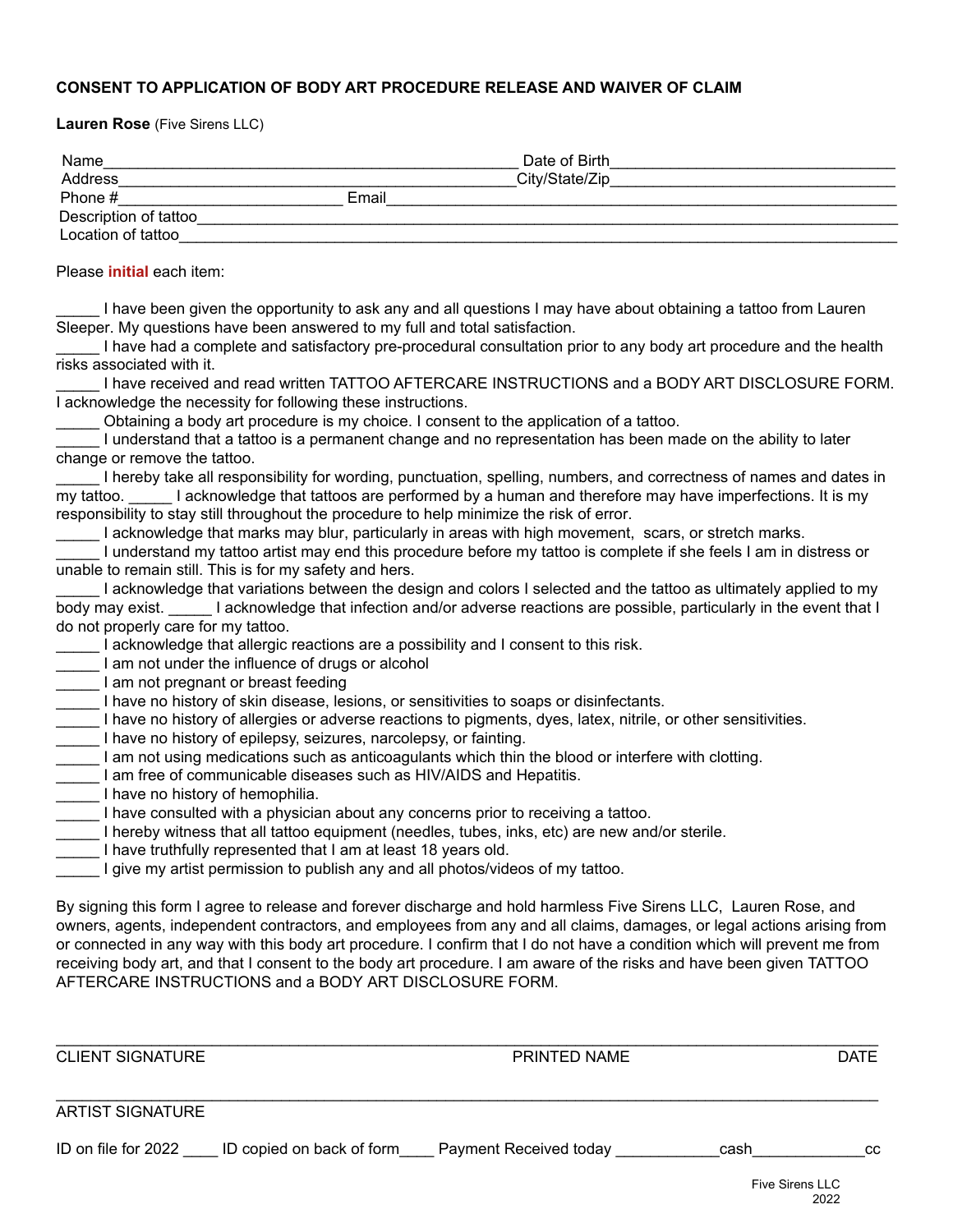**CONSENT TO APPLICATION OF BODY ART PROCEDURE RELEASE AND WAIVER OF CLAIM**

**Lauren Rose** (Five Sirens LLC)

Name_______________________________________________ Date of Birth_______________________________
Address_____________________________________________City/State/Zip_______________________________
Phone #_________________________ Email______________________________________________________________
Description of tattoo__________________________________________________________________________________
Location of tattoo____________________________________________________________________________________

Please **initial** each item:

_____ I have been given the opportunity to ask any and all questions I may have about obtaining a tattoo from Lauren Sleeper. My questions have been answered to my full and total satisfaction.
_____ I have had a complete and satisfactory pre-procedural consultation prior to any body art procedure and the health risks associated with it.
_____ I have received and read written TATTOO AFTERCARE INSTRUCTIONS and a BODY ART DISCLOSURE FORM. I acknowledge the necessity for following these instructions.
_____ Obtaining a body art procedure is my choice. I consent to the application of a tattoo.
_____ I understand that a tattoo is a permanent change and no representation has been made on the ability to later change or remove the tattoo.
_____ I hereby take all responsibility for wording, punctuation, spelling, numbers, and correctness of names and dates in my tattoo. _____ I acknowledge that tattoos are performed by a human and therefore may have imperfections. It is my responsibility to stay still throughout the procedure to help minimize the risk of error.
_____ I acknowledge that marks may blur, particularly in areas with high movement, scars, or stretch marks.
_____ I understand my tattoo artist may end this procedure before my tattoo is complete if she feels I am in distress or unable to remain still. This is for my safety and hers.
_____ I acknowledge that variations between the design and colors I selected and the tattoo as ultimately applied to my body may exist. _____ I acknowledge that infection and/or adverse reactions are possible, particularly in the event that I do not properly care for my tattoo.
_____ I acknowledge that allergic reactions are a possibility and I consent to this risk.
_____ I am not under the influence of drugs or alcohol
_____ I am not pregnant or breast feeding
_____ I have no history of skin disease, lesions, or sensitivities to soaps or disinfectants.
_____ I have no history of allergies or adverse reactions to pigments, dyes, latex, nitrile, or other sensitivities.
_____ I have no history of epilepsy, seizures, narcolepsy, or fainting.
_____ I am not using medications such as anticoagulants which thin the blood or interfere with clotting.
_____ I am free of communicable diseases such as HIV/AIDS and Hepatitis.
_____ I have no history of hemophilia.
_____ I have consulted with a physician about any concerns prior to receiving a tattoo.
_____ I hereby witness that all tattoo equipment (needles, tubes, inks, etc) are new and/or sterile.
_____ I have truthfully represented that I am at least 18 years old.
_____ I give my artist permission to publish any and all photos/videos of my tattoo.

By signing this form I agree to release and forever discharge and hold harmless Five Sirens LLC, Lauren Rose, and owners, agents, independent contractors, and employees from any and all claims, damages, or legal actions arising from or connected in any way with this body art procedure. I confirm that I do not have a condition which will prevent me from receiving body art, and that I consent to the body art procedure. I am aware of the risks and have been given TATTOO AFTERCARE INSTRUCTIONS and a BODY ART DISCLOSURE FORM.

______________________________________________________________________________________
CLIENT SIGNATURE PRINTED NAME DATE

______________________________________________________________________________________
ARTIST SIGNATURE

ID on file for 2022 ____ ID copied on back of form____ Payment Received today ____________cash_____________cc

Five Sirens LLC
2022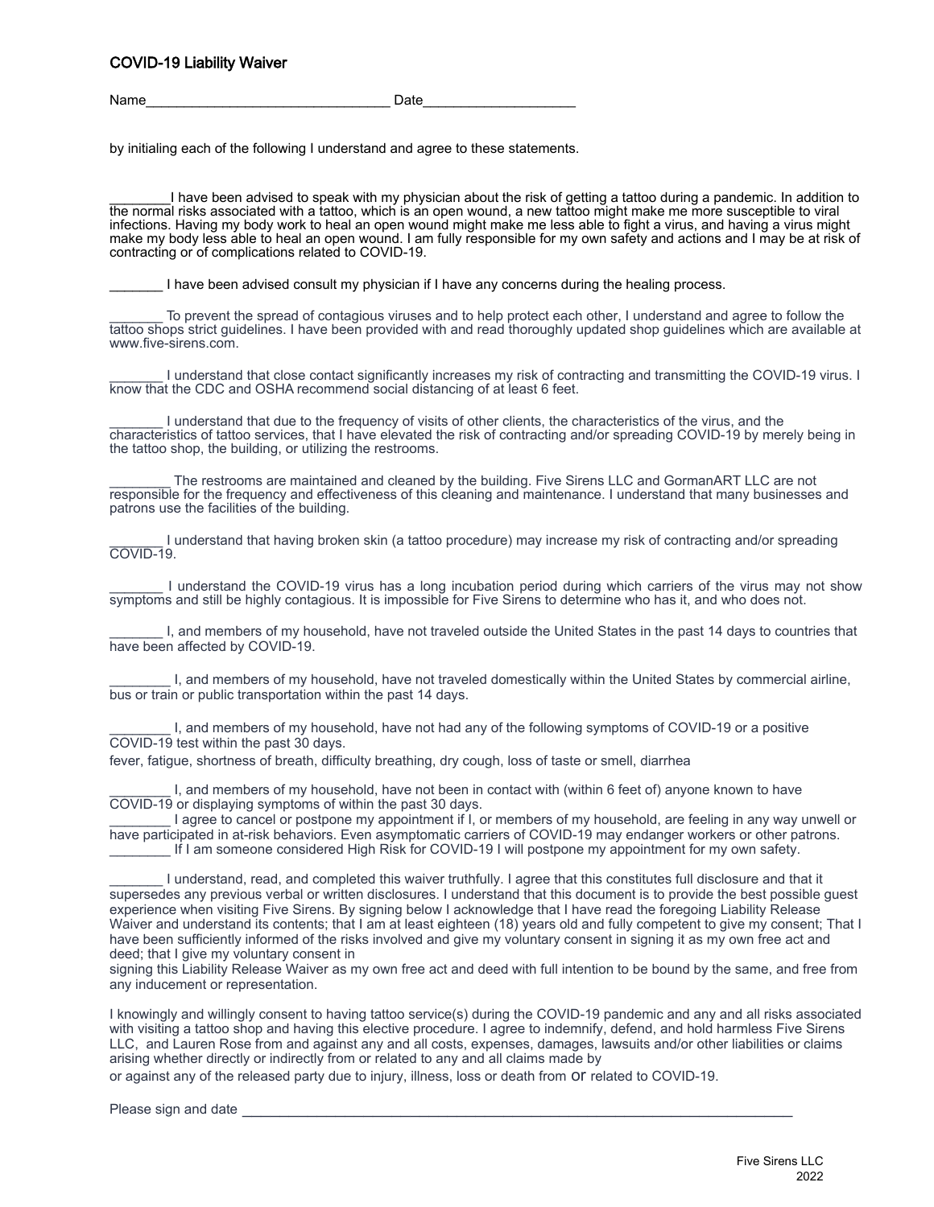## COVID-19 Liability Waiver

Name________________________________ Date____________________

by initialing each of the following I understand and agree to these statements.

________I have been advised to speak with my physician about the risk of getting a tattoo during a pandemic. In addition to the normal risks associated with a tattoo, which is an open wound, a new tattoo might make me more susceptible to viral infections. Having my body work to heal an open wound might make me less able to fight a virus, and having a virus might make my body less able to heal an open wound. I am fully responsible for my own safety and actions and I may be at risk of contracting or of complications related to COVID-19.

_______ I have been advised consult my physician if I have any concerns during the healing process.

_______ To prevent the spread of contagious viruses and to help protect each other, I understand and agree to follow the tattoo shops strict guidelines. I have been provided with and read thoroughly updated shop guidelines which are available at www.five-sirens.com.

_______ I understand that close contact significantly increases my risk of contracting and transmitting the COVID-19 virus. I know that the CDC and OSHA recommend social distancing of at least 6 feet.

_______ I understand that due to the frequency of visits of other clients, the characteristics of the virus, and the characteristics of tattoo services, that I have elevated the risk of contracting and/or spreading COVID-19 by merely being in the tattoo shop, the building, or utilizing the restrooms.

________ The restrooms are maintained and cleaned by the building. Five Sirens LLC and GormanART LLC are not responsible for the frequency and effectiveness of this cleaning and maintenance. I understand that many businesses and patrons use the facilities of the building.

_______ I understand that having broken skin (a tattoo procedure) may increase my risk of contracting and/or spreading COVID-19.

_______ I understand the COVID-19 virus has a long incubation period during which carriers of the virus may not show symptoms and still be highly contagious. It is impossible for Five Sirens to determine who has it, and who does not.

_______ I, and members of my household, have not traveled outside the United States in the past 14 days to countries that have been affected by COVID-19.

________ I, and members of my household, have not traveled domestically within the United States by commercial airline, bus or train or public transportation within the past 14 days.

________ I, and members of my household, have not had any of the following symptoms of COVID-19 or a positive COVID-19 test within the past 30 days.
fever, fatigue, shortness of breath, difficulty breathing, dry cough, loss of taste or smell, diarrhea

________ I, and members of my household, have not been in contact with (within 6 feet of) anyone known to have COVID-19 or displaying symptoms of within the past 30 days.
________ I agree to cancel or postpone my appointment if I, or members of my household, are feeling in any way unwell or have participated in at-risk behaviors. Even asymptomatic carriers of COVID-19 may endanger workers or other patrons.
________ If I am someone considered High Risk for COVID-19 I will postpone my appointment for my own safety.

_______ I understand, read, and completed this waiver truthfully. I agree that this constitutes full disclosure and that it supersedes any previous verbal or written disclosures. I understand that this document is to provide the best possible guest experience when visiting Five Sirens. By signing below I acknowledge that I have read the foregoing Liability Release Waiver and understand its contents; that I am at least eighteen (18) years old and fully competent to give my consent; That I have been sufficiently informed of the risks involved and give my voluntary consent in signing it as my own free act and deed; that I give my voluntary consent in
signing this Liability Release Waiver as my own free act and deed with full intention to be bound by the same, and free from any inducement or representation.

I knowingly and willingly consent to having tattoo service(s) during the COVID-19 pandemic and any and all risks associated with visiting a tattoo shop and having this elective procedure. I agree to indemnify, defend, and hold harmless Five Sirens LLC, and Lauren Rose from and against any and all costs, expenses, damages, lawsuits and/or other liabilities or claims arising whether directly or indirectly from or related to any and all claims made by
or against any of the released party due to injury, illness, loss or death from or related to COVID-19.

Please sign and date ___________________________________________________________________________

Five Sirens LLC
2022